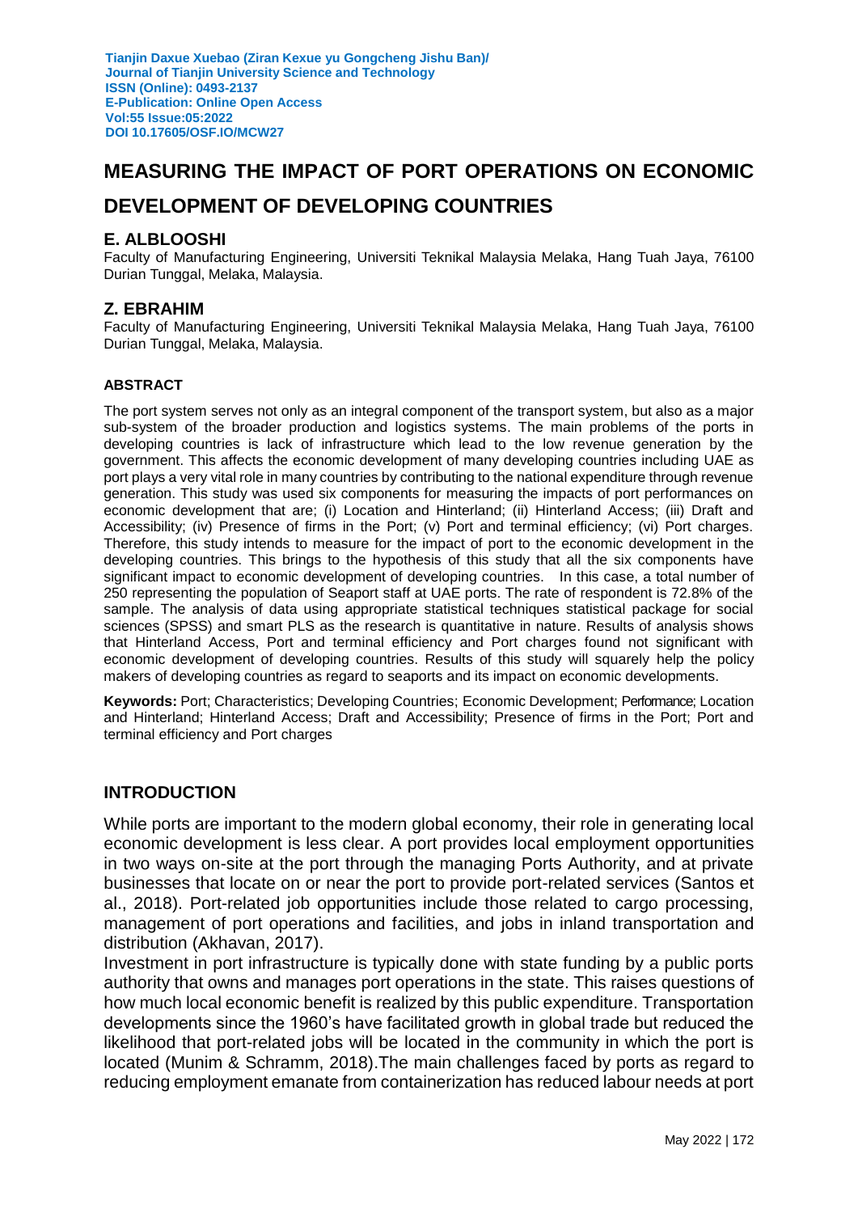# MEASURING THE IMPACT OF PORT OPERATIONS ON ECONOMIC DEVELOPMENT OF DEVELOPING COUNTRIES

## E. ALBLOOSHI

Faculty of Manufacturing Engineering, Universiti Teknikal Malaysia Melaka, Hang Tuah Jaya, 76100 Durian Tunggal, Melaka, Malaysia.

## Z. EBRAHIM

Faculty of Manufacturing Engineering, Universiti Teknikal Malaysia Melaka, Hang Tuah Jaya, 76100 Durian Tunggal, Melaka, Malaysia.

### ABSTRACT

The port system serves not only as an integral component of the transport system, but also as a major sub-system of the broader production and logistics systems. The main problems of the ports in developing countries is lack of infrastructure which lead to the low revenue generation by the government. This affects the economic development of many developing countries including UAE as port plays a very vital role in many countries by contributing to the national expenditure through revenue generation. This study was used six components for measuring the impacts of port performances on economic development that are; (i) Location and Hinterland; (ii) Hinterland Access; (iii) Draft and Accessibility; (iv) Presence of firms in the Port; (v) Port and terminal efficiency; (vi) Port charges. Therefore, this study intends to measure for the impact of port to the economic development in the developing countries. This brings to the hypothesis of this study that all the six components have significant impact to economic development of developing countries. In this case, a total number of 250 representing the population of Seaport staff at UAE ports. The rate of respondent is 72.8% of the sample. The analysis of data using appropriate statistical techniques statistical package for social sciences (SPSS) and smart PLS as the research is quantitative in nature. Results of analysis shows that Hinterland Access, Port and terminal efficiency and Port charges found not significant with economic development of developing countries. Results of this study will squarely help the policy makers of developing countries as regard to seaports and its impact on economic developments.

**Keywords:** Port; Characteristics; Developing Countries; Economic Development; Performance; Location and Hinterland; Hinterland Access; Draft and Accessibility; Presence of firms in the Port; Port and terminal efficiency and Port charges

## INTRODUCTION

While ports are important to the modern global economy, their role in generating local economic development is less clear. A port provides local employment opportunities in two ways on-site at the port through the managing Ports Authority, and at private businesses that locate on or near the port to provide port-related services (Santos et al., 2018). Port-related job opportunities include those related to cargo processing, management of port operations and facilities, and jobs in inland transportation and distribution (Akhavan, 2017).

Investment in port infrastructure is typically done with state funding by a public ports authority that owns and manages port operations in the state. This raises questions of how much local economic benefit is realized by this public expenditure. Transportation developments since the 1960's have facilitated growth in global trade but reduced the likelihood that port-related jobs will be located in the community in which the port is located (Munim & Schramm, 2018).The main challenges faced by ports as regard to reducing employment emanate from containerization has reduced labour needs at port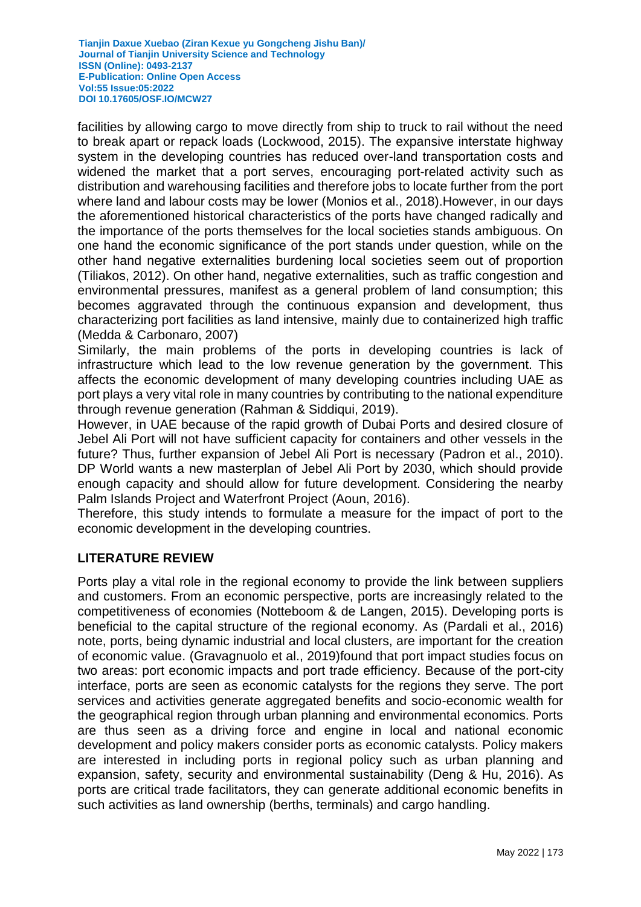facilities by allowing cargo to move directly from ship to truck to rail without the need to break apart or repack loads (Lockwood, 2015). The expansive interstate highway system in the developing countries has reduced over-land transportation costs and widened the market that a port serves, encouraging port-related activity such as distribution and warehousing facilities and therefore jobs to locate further from the port where land and labour costs may be lower (Monios et al., 2018).However, in our days the aforementioned historical characteristics of the ports have changed radically and the importance of the ports themselves for the local societies stands ambiguous. On one hand the economic significance of the port stands under question, while on the other hand negative externalities burdening local societies seem out of proportion (Tiliakos, 2012). On other hand, negative externalities, such as traffic congestion and environmental pressures, manifest as a general problem of land consumption; this becomes aggravated through the continuous expansion and development, thus characterizing port facilities as land intensive, mainly due to containerized high traffic (Medda & Carbonaro, 2007)

Similarly, the main problems of the ports in developing countries is lack of infrastructure which lead to the low revenue generation by the government. This affects the economic development of many developing countries including UAE as port plays a very vital role in many countries by contributing to the national expenditure through revenue generation (Rahman & Siddiqui, 2019).

However, in UAE because of the rapid growth of Dubai Ports and desired closure of Jebel Ali Port will not have sufficient capacity for containers and other vessels in the future? Thus, further expansion of Jebel Ali Port is necessary (Padron et al., 2010). DP World wants a new masterplan of Jebel Ali Port by 2030, which should provide enough capacity and should allow for future development. Considering the nearby Palm Islands Project and Waterfront Project (Aoun, 2016).

Therefore, this study intends to formulate a measure for the impact of port to the economic development in the developing countries.

## LITERATURE REVIEW

Ports play a vital role in the regional economy to provide the link between suppliers and customers. From an economic perspective, ports are increasingly related to the competitiveness of economies (Notteboom & de Langen, 2015). Developing ports is beneficial to the capital structure of the regional economy. As (Pardali et al., 2016) note, ports, being dynamic industrial and local clusters, are important for the creation of economic value. (Gravagnuolo et al., 2019)found that port impact studies focus on two areas: port economic impacts and port trade efficiency. Because of the port-city interface, ports are seen as economic catalysts for the regions they serve. The port services and activities generate aggregated benefits and socio-economic wealth for the geographical region through urban planning and environmental economics. Ports are thus seen as a driving force and engine in local and national economic development and policy makers consider ports as economic catalysts. Policy makers are interested in including ports in regional policy such as urban planning and expansion, safety, security and environmental sustainability (Deng & Hu, 2016). As ports are critical trade facilitators, they can generate additional economic benefits in such activities as land ownership (berths, terminals) and cargo handling.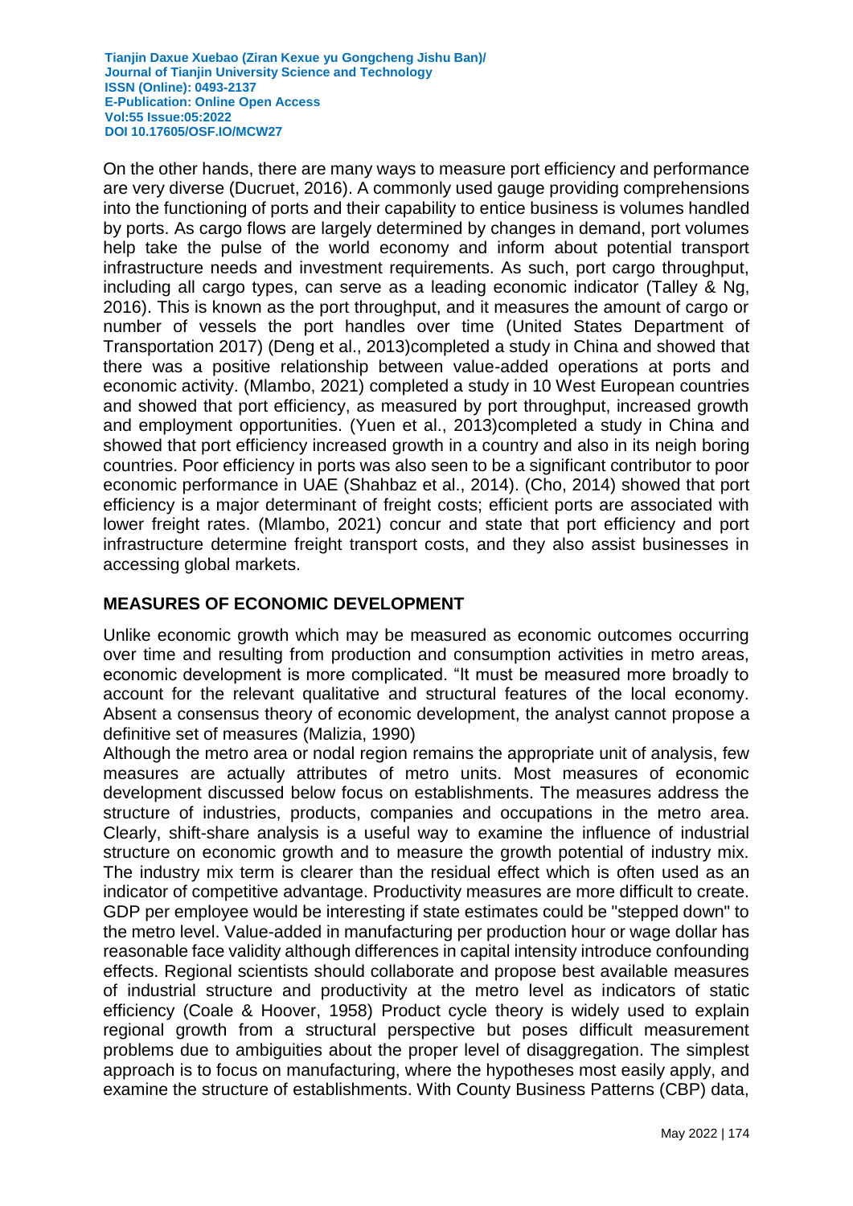On the other hands, there are many ways to measure port efficiency and performance are very diverse (Ducruet, 2016). A commonly used gauge providing comprehensions into the functioning of ports and their capability to entice business is volumes handled by ports. As cargo flows are largely determined by changes in demand, port volumes help take the pulse of the world economy and inform about potential transport infrastructure needs and investment requirements. As such, port cargo throughput, including all cargo types, can serve as a leading economic indicator (Talley & Ng, 2016). This is known as the port throughput, and it measures the amount of cargo or number of vessels the port handles over time (United States Department of Transportation 2017) (Deng et al., 2013)completed a study in China and showed that there was a positive relationship between value-added operations at ports and economic activity. (Mlambo, 2021) completed a study in 10 West European countries and showed that port efficiency, as measured by port throughput, increased growth and employment opportunities. (Yuen et al., 2013)completed a study in China and showed that port efficiency increased growth in a country and also in its neigh boring countries. Poor efficiency in ports was also seen to be a significant contributor to poor economic performance in UAE (Shahbaz et al., 2014). (Cho, 2014) showed that port efficiency is a major determinant of freight costs; efficient ports are associated with lower freight rates. (Mlambo, 2021) concur and state that port efficiency and port infrastructure determine freight transport costs, and they also assist businesses in accessing global markets.

## MEASURES OF ECONOMIC DEVELOPMENT

Unlike economic growth which may be measured as economic outcomes occurring over time and resulting from production and consumption activities in metro areas, economic development is more complicated. "It must be measured more broadly to account for the relevant qualitative and structural features of the local economy. Absent a consensus theory of economic development, the analyst cannot propose a definitive set of measures (Malizia, 1990)

Although the metro area or nodal region remains the appropriate unit of analysis, few measures are actually attributes of metro units. Most measures of economic development discussed below focus on establishments. The measures address the structure of industries, products, companies and occupations in the metro area. Clearly, shift-share analysis is a useful way to examine the influence of industrial structure on economic growth and to measure the growth potential of industry mix. The industry mix term is clearer than the residual effect which is often used as an indicator of competitive advantage. Productivity measures are more difficult to create. GDP per employee would be interesting if state estimates could be "stepped down" to the metro level. Value-added in manufacturing per production hour or wage dollar has reasonable face validity although differences in capital intensity introduce confounding effects. Regional scientists should collaborate and propose best available measures of industrial structure and productivity at the metro level as indicators of static efficiency (Coale & Hoover, 1958) Product cycle theory is widely used to explain regional growth from a structural perspective but poses difficult measurement problems due to ambiguities about the proper level of disaggregation. The simplest approach is to focus on manufacturing, where the hypotheses most easily apply, and examine the structure of establishments. With County Business Patterns (CBP) data,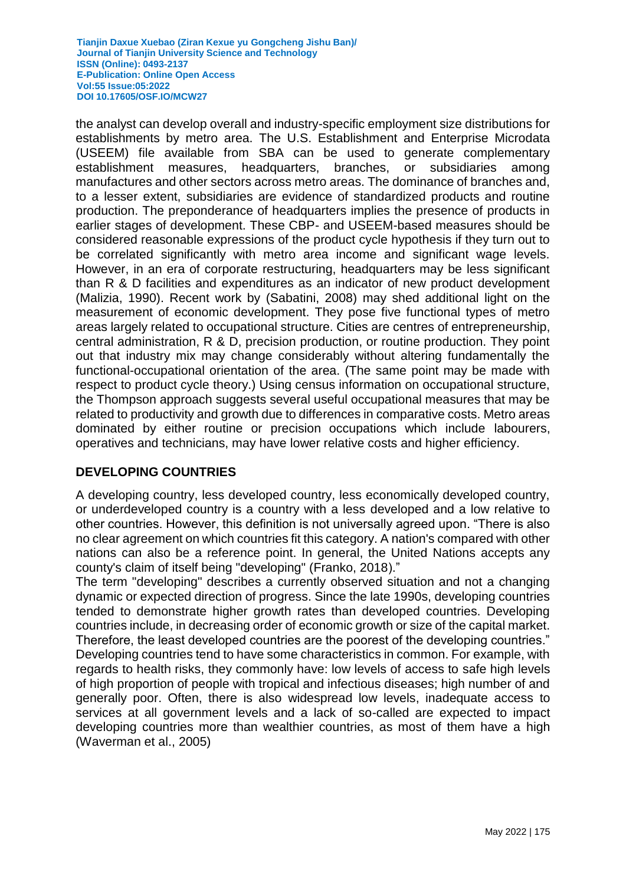the analyst can develop overall and industry-specific employment size distributions for establishments by metro area. The U.S. Establishment and Enterprise Microdata (USEEM) file available from SBA can be used to generate complementary establishment measures, headquarters, branches, or subsidiaries among manufactures and other sectors across metro areas. The dominance of branches and, to a lesser extent, subsidiaries are evidence of standardized products and routine production. The preponderance of headquarters implies the presence of products in earlier stages of development. These CBP- and USEEM-based measures should be considered reasonable expressions of the product cycle hypothesis if they turn out to be correlated significantly with metro area income and significant wage levels. However, in an era of corporate restructuring, headquarters may be less significant than R & D facilities and expenditures as an indicator of new product development (Malizia, 1990). Recent work by (Sabatini, 2008) may shed additional light on the measurement of economic development. They pose five functional types of metro areas largely related to occupational structure. Cities are centres of entrepreneurship, central administration, R & D, precision production, or routine production. They point out that industry mix may change considerably without altering fundamentally the functional-occupational orientation of the area. (The same point may be made with respect to product cycle theory.) Using census information on occupational structure, the Thompson approach suggests several useful occupational measures that may be related to productivity and growth due to differences in comparative costs. Metro areas dominated by either routine or precision occupations which include labourers, operatives and technicians, may have lower relative costs and higher efficiency.

## DEVELOPING COUNTRIES

A developing country, less developed country, less economically developed country, or underdeveloped country is a country with a less developed and a low relative to other countries. However, this definition is not universally agreed upon. "There is also no clear agreement on which countries fit this category. A nation's compared with other nations can also be a reference point. In general, the United Nations accepts any county's claim of itself being "developing" (Franko, 2018)."

The term "developing" describes a currently observed situation and not a changing dynamic or expected direction of progress. Since the late 1990s, developing countries tended to demonstrate higher growth rates than developed countries. Developing countries include, in decreasing order of economic growth or size of the capital market. Therefore, the least developed countries are the poorest of the developing countries." Developing countries tend to have some characteristics in common. For example, with regards to health risks, they commonly have: low levels of access to safe high levels of high proportion of people with tropical and infectious diseases; high number of and generally poor. Often, there is also widespread low levels, inadequate access to services at all government levels and a lack of so-called are expected to impact developing countries more than wealthier countries, as most of them have a high (Waverman et al., 2005)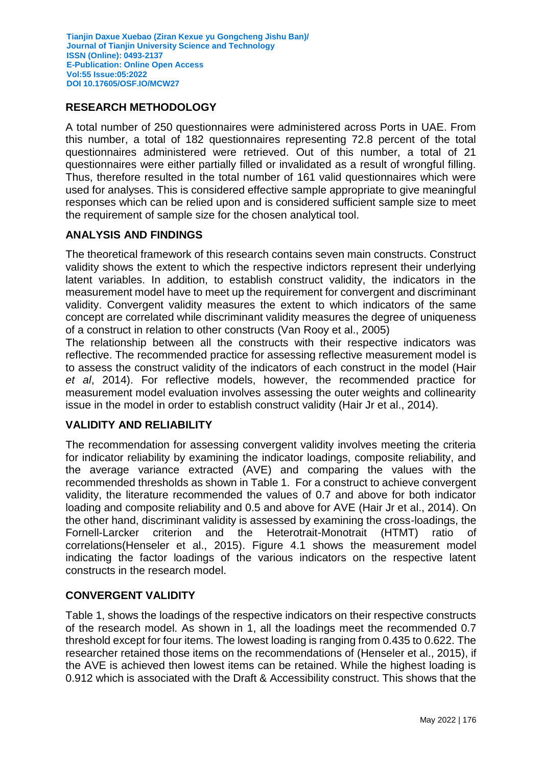## RESEARCH METHODOLOGY

A total number of 250 questionnaires were administered across Ports in UAE. From this number, a total of 182 questionnaires representing 72.8 percent of the total questionnaires administered were retrieved. Out of this number, a total of 21 questionnaires were either partially filled or invalidated as a result of wrongful filling. Thus, therefore resulted in the total number of 161 valid questionnaires which were used for analyses. This is considered effective sample appropriate to give meaningful responses which can be relied upon and is considered sufficient sample size to meet the requirement of sample size for the chosen analytical tool.

## ANALYSIS AND FINDINGS

The theoretical framework of this research contains seven main constructs. Construct validity shows the extent to which the respective indictors represent their underlying latent variables. In addition, to establish construct validity, the indicators in the measurement model have to meet up the requirement for convergent and discriminant validity. Convergent validity measures the extent to which indicators of the same concept are correlated while discriminant validity measures the degree of uniqueness of a construct in relation to other constructs (Van Rooy et al., 2005)

The relationship between all the constructs with their respective indicators was reflective. The recommended practice for assessing reflective measurement model is to assess the construct validity of the indicators of each construct in the model (Hair *et al*, 2014). For reflective models, however, the recommended practice for measurement model evaluation involves assessing the outer weights and collinearity issue in the model in order to establish construct validity (Hair Jr et al., 2014).

## VALIDITY AND RELIABILITY

The recommendation for assessing convergent validity involves meeting the criteria for indicator reliability by examining the indicator loadings, composite reliability, and the average variance extracted (AVE) and comparing the values with the recommended thresholds as shown in Table 1. For a construct to achieve convergent validity, the literature recommended the values of 0.7 and above for both indicator loading and composite reliability and 0.5 and above for AVE (Hair Jr et al., 2014). On the other hand, discriminant validity is assessed by examining the cross-loadings, the Fornell-Larcker criterion and the Heterotrait-Monotrait (HTMT) ratio of correlations(Henseler et al., 2015). Figure 4.1 shows the measurement model indicating the factor loadings of the various indicators on the respective latent constructs in the research model.

## CONVERGENT VALIDITY

Table 1, shows the loadings of the respective indicators on their respective constructs of the research model. As shown in 1, all the loadings meet the recommended 0.7 threshold except for four items. The lowest loading is ranging from 0.435 to 0.622. The researcher retained those items on the recommendations of (Henseler et al., 2015), if the AVE is achieved then lowest items can be retained. While the highest loading is 0.912 which is associated with the Draft & Accessibility construct. This shows that the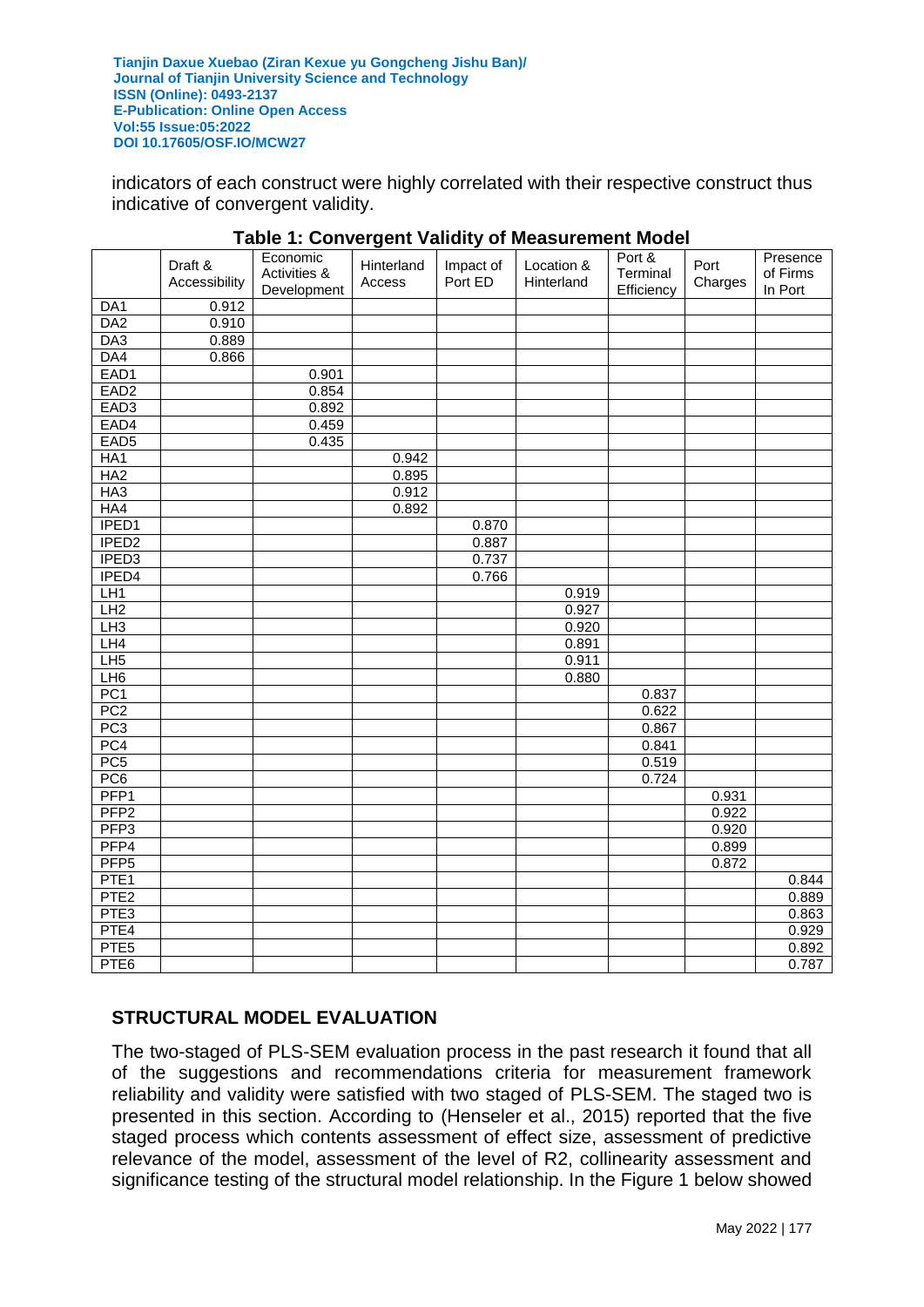indicators of each construct were highly correlated with their respective construct thus indicative of convergent validity.

**Table 1: Convergent Validity of Measurement Model**

| | Draft & Accessibility | Economic Activities & Development | Hinterland Access | Impact of Port ED | Location & Hinterland | Port & Terminal Efficiency | Port Charges | Presence of Firms In Port |
|---|---|---|---|---|---|---|---|---|
| DA1 | 0.912 | | | | | | | |
| DA2 | 0.910 | | | | | | | |
| DA3 | 0.889 | | | | | | | |
| DA4 | 0.866 | | | | | | | |
| EAD1 | | 0.901 | | | | | | |
| EAD2 | | 0.854 | | | | | | |
| EAD3 | | 0.892 | | | | | | |
| EAD4 | | 0.459 | | | | | | |
| EAD5 | | 0.435 | | | | | | |
| HA1 | | | 0.942 | | | | | |
| HA2 | | | 0.895 | | | | | |
| HA3 | | | 0.912 | | | | | |
| HA4 | | | 0.892 | | | | | |
| IPED1 | | | | 0.870 | | | | |
| IPED2 | | | | 0.887 | | | | |
| IPED3 | | | | 0.737 | | | | |
| IPED4 | | | | 0.766 | | | | |
| LH1 | | | | | 0.919 | | | |
| LH2 | | | | | 0.927 | | | |
| LH3 | | | | | 0.920 | | | |
| LH4 | | | | | 0.891 | | | |
| LH5 | | | | | 0.911 | | | |
| LH6 | | | | | 0.880 | | | |
| PC1 | | | | | | 0.837 | | |
| PC2 | | | | | | 0.622 | | |
| PC3 | | | | | | 0.867 | | |
| PC4 | | | | | | 0.841 | | |
| PC5 | | | | | | 0.519 | | |
| PC6 | | | | | | 0.724 | | |
| PFP1 | | | | | | | 0.931 | |
| PFP2 | | | | | | | 0.922 | |
| PFP3 | | | | | | | 0.920 | |
| PFP4 | | | | | | | 0.899 | |
| PFP5 | | | | | | | 0.872 | |
| PTE1 | | | | | | | | 0.844 |
| PTE2 | | | | | | | | 0.889 |
| PTE3 | | | | | | | | 0.863 |
| PTE4 | | | | | | | | 0.929 |
| PTE5 | | | | | | | | 0.892 |
| PTE6 | | | | | | | | 0.787 |

## STRUCTURAL MODEL EVALUATION

The two-staged of PLS-SEM evaluation process in the past research it found that all of the suggestions and recommendations criteria for measurement framework reliability and validity were satisfied with two staged of PLS-SEM. The staged two is presented in this section. According to (Henseler et al., 2015) reported that the five staged process which contents assessment of effect size, assessment of predictive relevance of the model, assessment of the level of R2, collinearity assessment and significance testing of the structural model relationship. In the Figure 1 below showed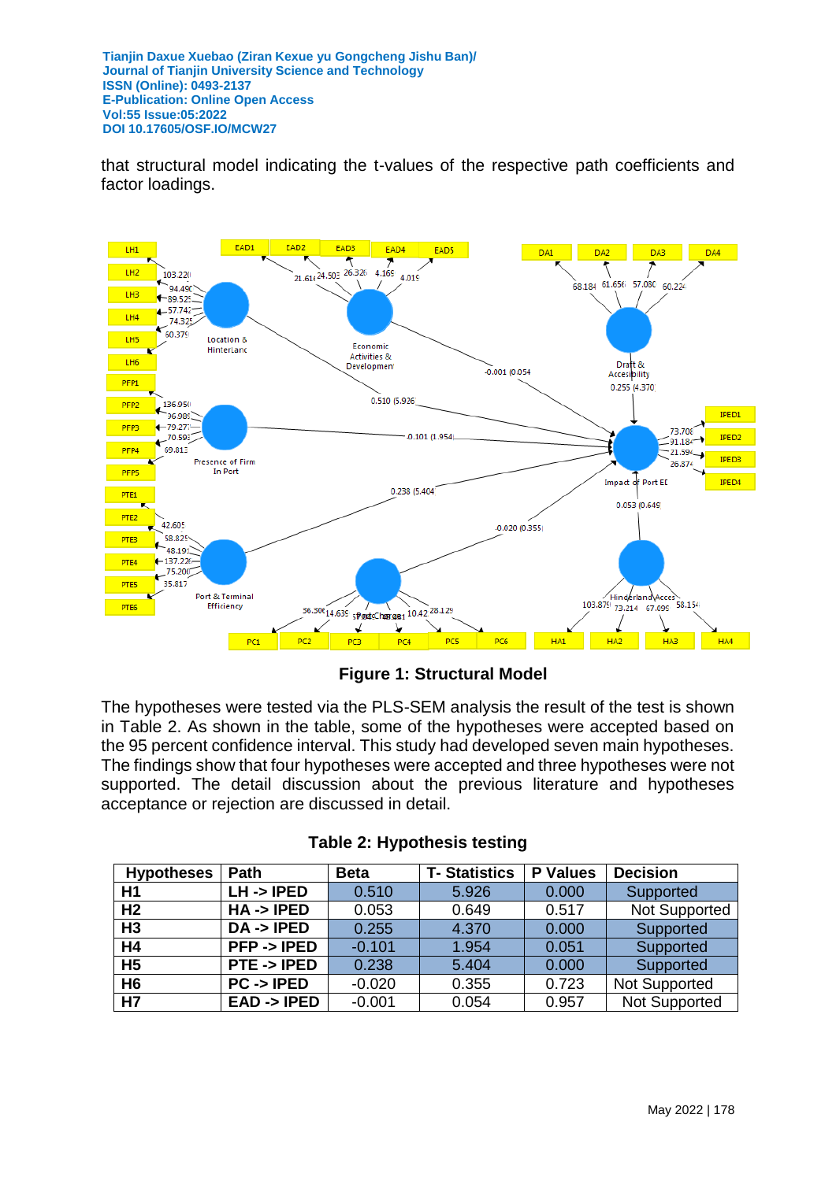that structural model indicating the t-values of the respective path coefficients and factor loadings.

**Figure 1: Structural Model**

The hypotheses were tested via the PLS-SEM analysis the result of the test is shown in Table 2. As shown in the table, some of the hypotheses were accepted based on the 95 percent confidence interval. This study had developed seven main hypotheses. The findings show that four hypotheses were accepted and three hypotheses were not supported. The detail discussion about the previous literature and hypotheses acceptance or rejection are discussed in detail.

**Table 2: Hypothesis testing**

| Hypotheses | Path | Beta | T- Statistics | P Values | Decision |
|---|---|---|---|---|---|
| H1 | LH -> IPED | 0.510 | 5.926 | 0.000 | Supported |
| H2 | HA -> IPED | 0.053 | 0.649 | 0.517 | Not Supported |
| H3 | DA -> IPED | 0.255 | 4.370 | 0.000 | Supported |
| H4 | PFP -> IPED | -0.101 | 1.954 | 0.051 | Supported |
| H5 | PTE -> IPED | 0.238 | 5.404 | 0.000 | Supported |
| H6 | PC -> IPED | -0.020 | 0.355 | 0.723 | Not Supported |
| H7 | EAD -> IPED | -0.001 | 0.054 | 0.957 | Not Supported |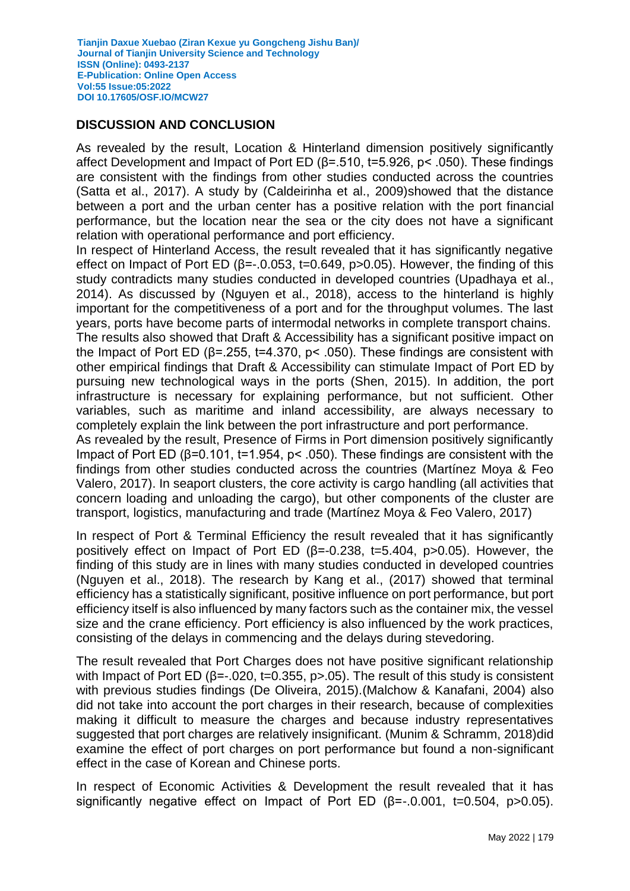## DISCUSSION AND CONCLUSION

As revealed by the result, Location & Hinterland dimension positively significantly affect Development and Impact of Port ED ($\beta$=.510, t=5.926, $p < .050$). These findings are consistent with the findings from other studies conducted across the countries (Satta et al., 2017). A study by (Caldeirinha et al., 2009)showed that the distance between a port and the urban center has a positive relation with the port financial performance, but the location near the sea or the city does not have a significant relation with operational performance and port efficiency.

In respect of Hinterland Access, the result revealed that it has significantly negative effect on Impact of Port ED ($\beta$=-.0.053, t=0.649, $p>0.05$). However, the finding of this study contradicts many studies conducted in developed countries (Upadhaya et al., 2014). As discussed by (Nguyen et al., 2018), access to the hinterland is highly important for the competitiveness of a port and for the throughput volumes. The last years, ports have become parts of intermodal networks in complete transport chains.

The results also showed that Draft & Accessibility has a significant positive impact on the Impact of Port ED ($\beta$=.255, t=4.370, $p < .050$). These findings are consistent with other empirical findings that Draft & Accessibility can stimulate Impact of Port ED by pursuing new technological ways in the ports (Shen, 2015). In addition, the port infrastructure is necessary for explaining performance, but not sufficient. Other variables, such as maritime and inland accessibility, are always necessary to completely explain the link between the port infrastructure and port performance.

As revealed by the result, Presence of Firms in Port dimension positively significantly Impact of Port ED ($\beta$=0.101, t=1.954, $p < .050$). These findings are consistent with the findings from other studies conducted across the countries (Martínez Moya & Feo Valero, 2017). In seaport clusters, the core activity is cargo handling (all activities that concern loading and unloading the cargo), but other components of the cluster are transport, logistics, manufacturing and trade (Martínez Moya & Feo Valero, 2017)

In respect of Port & Terminal Efficiency the result revealed that it has significantly positively effect on Impact of Port ED ($\beta$=-0.238, t=5.404, $p>0.05$). However, the finding of this study are in lines with many studies conducted in developed countries (Nguyen et al., 2018). The research by Kang et al., (2017) showed that terminal efficiency has a statistically significant, positive influence on port performance, but port efficiency itself is also influenced by many factors such as the container mix, the vessel size and the crane efficiency. Port efficiency is also influenced by the work practices, consisting of the delays in commencing and the delays during stevedoring.

The result revealed that Port Charges does not have positive significant relationship with Impact of Port ED ($\beta$=-.020, t=0.355, $p>.05$). The result of this study is consistent with previous studies findings (De Oliveira, 2015).(Malchow & Kanafani, 2004) also did not take into account the port charges in their research, because of complexities making it difficult to measure the charges and because industry representatives suggested that port charges are relatively insignificant. (Munim & Schramm, 2018)did examine the effect of port charges on port performance but found a non-significant effect in the case of Korean and Chinese ports.

In respect of Economic Activities & Development the result revealed that it has significantly negative effect on Impact of Port ED ($\beta$=-.0.001, t=0.504, $p>0.05$).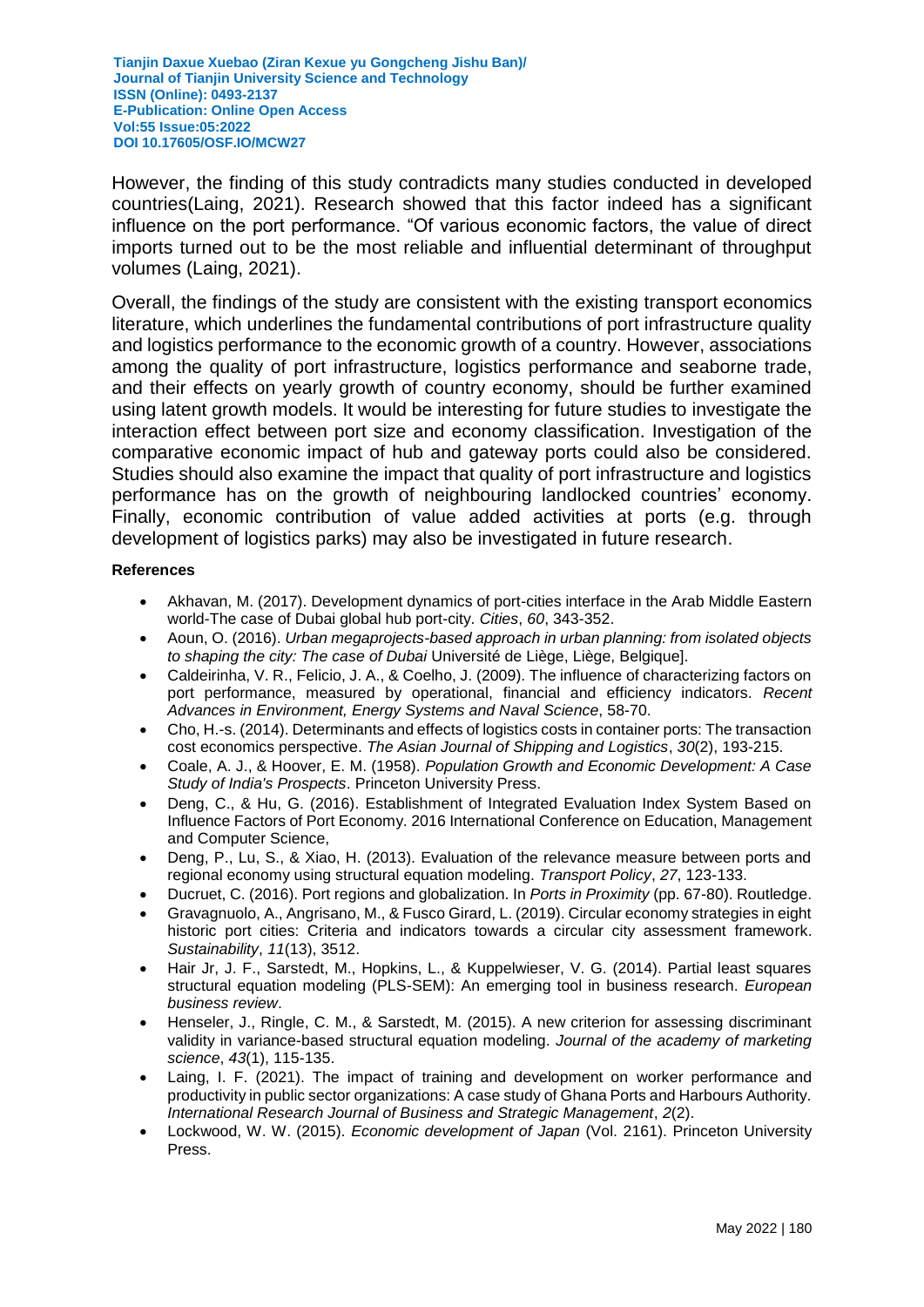However, the finding of this study contradicts many studies conducted in developed countries(Laing, 2021). Research showed that this factor indeed has a significant influence on the port performance. "Of various economic factors, the value of direct imports turned out to be the most reliable and influential determinant of throughput volumes (Laing, 2021).

Overall, the findings of the study are consistent with the existing transport economics literature, which underlines the fundamental contributions of port infrastructure quality and logistics performance to the economic growth of a country. However, associations among the quality of port infrastructure, logistics performance and seaborne trade, and their effects on yearly growth of country economy, should be further examined using latent growth models. It would be interesting for future studies to investigate the interaction effect between port size and economy classification. Investigation of the comparative economic impact of hub and gateway ports could also be considered. Studies should also examine the impact that quality of port infrastructure and logistics performance has on the growth of neighbouring landlocked countries' economy. Finally, economic contribution of value added activities at ports (e.g. through development of logistics parks) may also be investigated in future research.

**References**

- Akhavan, M. (2017). Development dynamics of port-cities interface in the Arab Middle Eastern world-The case of Dubai global hub port-city. *Cities*, *60*, 343-352.
- Aoun, O. (2016). *Urban megaprojects-based approach in urban planning: from isolated objects to shaping the city: The case of Dubai* Université de Liège, Liège, Belgique].
- Caldeirinha, V. R., Felicio, J. A., & Coelho, J. (2009). The influence of characterizing factors on port performance, measured by operational, financial and efficiency indicators. *Recent Advances in Environment, Energy Systems and Naval Science*, 58-70.
- Cho, H.-s. (2014). Determinants and effects of logistics costs in container ports: The transaction cost economics perspective. *The Asian Journal of Shipping and Logistics*, *30*(2), 193-215.
- Coale, A. J., & Hoover, E. M. (1958). *Population Growth and Economic Development: A Case Study of India's Prospects*. Princeton University Press.
- Deng, C., & Hu, G. (2016). Establishment of Integrated Evaluation Index System Based on Influence Factors of Port Economy. 2016 International Conference on Education, Management and Computer Science,
- Deng, P., Lu, S., & Xiao, H. (2013). Evaluation of the relevance measure between ports and regional economy using structural equation modeling. *Transport Policy*, *27*, 123-133.
- Ducruet, C. (2016). Port regions and globalization. In *Ports in Proximity* (pp. 67-80). Routledge.
- Gravagnuolo, A., Angrisano, M., & Fusco Girard, L. (2019). Circular economy strategies in eight historic port cities: Criteria and indicators towards a circular city assessment framework. *Sustainability*, *11*(13), 3512.
- Hair Jr, J. F., Sarstedt, M., Hopkins, L., & Kuppelwieser, V. G. (2014). Partial least squares structural equation modeling (PLS-SEM): An emerging tool in business research. *European business review*.
- Henseler, J., Ringle, C. M., & Sarstedt, M. (2015). A new criterion for assessing discriminant validity in variance-based structural equation modeling. *Journal of the academy of marketing science*, *43*(1), 115-135.
- Laing, I. F. (2021). The impact of training and development on worker performance and productivity in public sector organizations: A case study of Ghana Ports and Harbours Authority. *International Research Journal of Business and Strategic Management*, *2*(2).
- Lockwood, W. W. (2015). *Economic development of Japan* (Vol. 2161). Princeton University Press.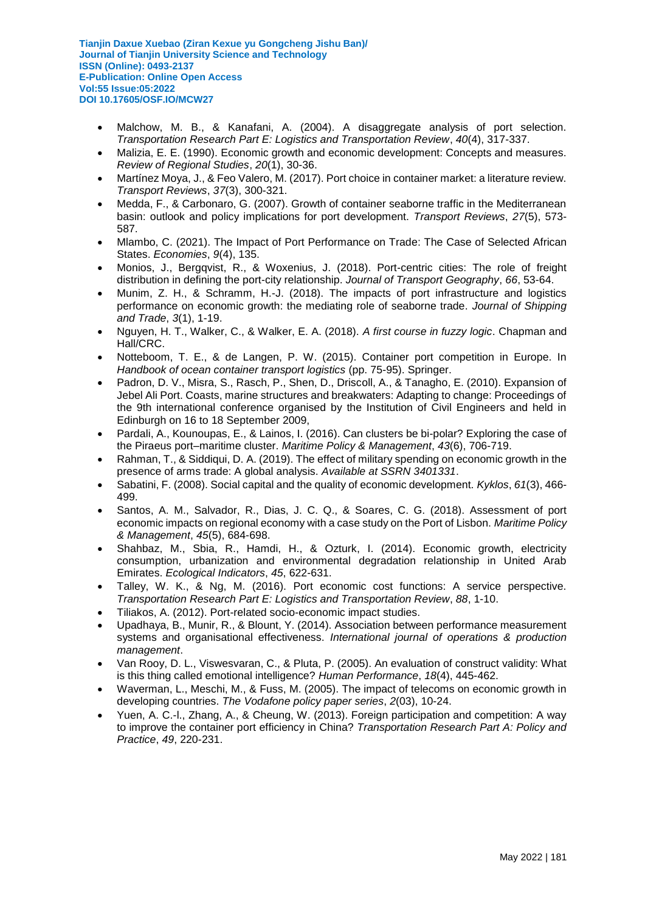- Malchow, M. B., & Kanafani, A. (2004). A disaggregate analysis of port selection. *Transportation Research Part E: Logistics and Transportation Review*, *40*(4), 317-337.
- Malizia, E. E. (1990). Economic growth and economic development: Concepts and measures. *Review of Regional Studies*, *20*(1), 30-36.
- Martínez Moya, J., & Feo Valero, M. (2017). Port choice in container market: a literature review. *Transport Reviews*, *37*(3), 300-321.
- Medda, F., & Carbonaro, G. (2007). Growth of container seaborne traffic in the Mediterranean basin: outlook and policy implications for port development. *Transport Reviews*, *27*(5), 573-587.
- Mlambo, C. (2021). The Impact of Port Performance on Trade: The Case of Selected African States. *Economies*, *9*(4), 135.
- Monios, J., Bergqvist, R., & Woxenius, J. (2018). Port-centric cities: The role of freight distribution in defining the port-city relationship. *Journal of Transport Geography*, *66*, 53-64.
- Munim, Z. H., & Schramm, H.-J. (2018). The impacts of port infrastructure and logistics performance on economic growth: the mediating role of seaborne trade. *Journal of Shipping and Trade*, *3*(1), 1-19.
- Nguyen, H. T., Walker, C., & Walker, E. A. (2018). *A first course in fuzzy logic*. Chapman and Hall/CRC.
- Notteboom, T. E., & de Langen, P. W. (2015). Container port competition in Europe. In *Handbook of ocean container transport logistics* (pp. 75-95). Springer.
- Padron, D. V., Misra, S., Rasch, P., Shen, D., Driscoll, A., & Tanagho, E. (2010). Expansion of Jebel Ali Port. Coasts, marine structures and breakwaters: Adapting to change: Proceedings of the 9th international conference organised by the Institution of Civil Engineers and held in Edinburgh on 16 to 18 September 2009,
- Pardali, A., Kounoupas, E., & Lainos, I. (2016). Can clusters be bi-polar? Exploring the case of the Piraeus port–maritime cluster. *Maritime Policy & Management*, *43*(6), 706-719.
- Rahman, T., & Siddiqui, D. A. (2019). The effect of military spending on economic growth in the presence of arms trade: A global analysis. *Available at SSRN 3401331*.
- Sabatini, F. (2008). Social capital and the quality of economic development. *Kyklos*, *61*(3), 466-499.
- Santos, A. M., Salvador, R., Dias, J. C. Q., & Soares, C. G. (2018). Assessment of port economic impacts on regional economy with a case study on the Port of Lisbon. *Maritime Policy & Management*, *45*(5), 684-698.
- Shahbaz, M., Sbia, R., Hamdi, H., & Ozturk, I. (2014). Economic growth, electricity consumption, urbanization and environmental degradation relationship in United Arab Emirates. *Ecological Indicators*, *45*, 622-631.
- Talley, W. K., & Ng, M. (2016). Port economic cost functions: A service perspective. *Transportation Research Part E: Logistics and Transportation Review*, *88*, 1-10.
- Tiliakos, A. (2012). Port-related socio-economic impact studies.
- Upadhaya, B., Munir, R., & Blount, Y. (2014). Association between performance measurement systems and organisational effectiveness. *International journal of operations & production management*.
- Van Rooy, D. L., Viswesvaran, C., & Pluta, P. (2005). An evaluation of construct validity: What is this thing called emotional intelligence? *Human Performance*, *18*(4), 445-462.
- Waverman, L., Meschi, M., & Fuss, M. (2005). The impact of telecoms on economic growth in developing countries. *The Vodafone policy paper series*, *2*(03), 10-24.
- Yuen, A. C.-l., Zhang, A., & Cheung, W. (2013). Foreign participation and competition: A way to improve the container port efficiency in China? *Transportation Research Part A: Policy and Practice*, *49*, 220-231.